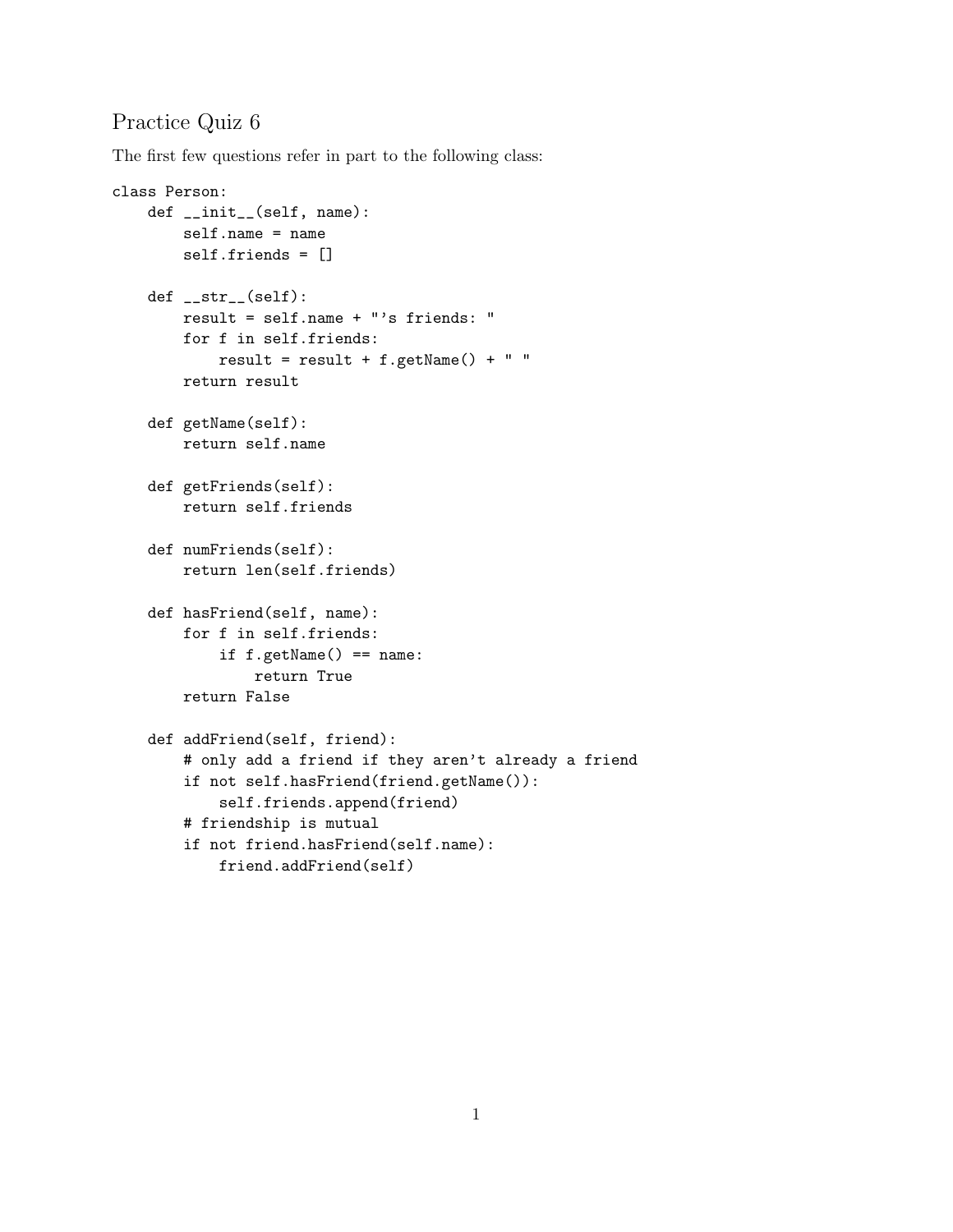# Practice Quiz 6

The first few questions refer in part to the following class:

```
class Person:
    def __init__(self, name):
        self.name = name
        self.friends = []

    def __str__(self):
        result = self.name + "'s friends: "
        for f in self.friends:
            result = result + f.getName() + " "
        return result

    def getName(self):
        return self.name

    def getFriends(self):
        return self.friends

    def numFriends(self):
        return len(self.friends)

    def hasFriend(self, name):
        for f in self.friends:
            if f.getName() == name:
                return True
        return False

    def addFriend(self, friend):
        # only add a friend if they aren't already a friend
        if not self.hasFriend(friend.getName()):
            self.friends.append(friend)
        # friendship is mutual
        if not friend.hasFriend(self.name):
            friend.addFriend(self)
```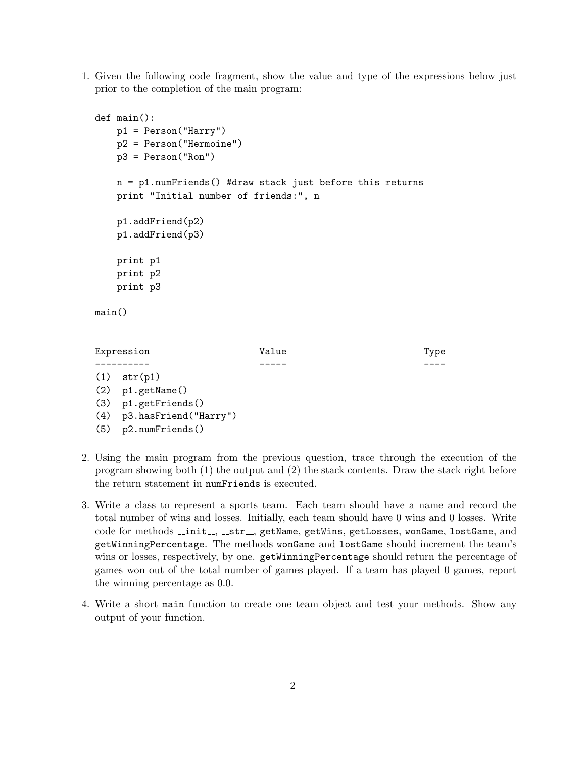1. Given the following code fragment, show the value and type of the expressions below just prior to the completion of the main program:

```
def main():
    p1 = Person("Harry")
    p2 = Person("Hermoine")
    p3 = Person("Ron")

    n = p1.numFriends() #draw stack just before this returns
    print "Initial number of friends:", n

    p1.addFriend(p2)
    p1.addFriend(p3)

    print p1
    print p2
    print p3

main()
```

| Expression | Value | Type |
| --- | --- | --- |
| (1) str(p1) | | |
| (2) p1.getName() | | |
| (3) p1.getFriends() | | |
| (4) p3.hasFriend("Harry") | | |
| (5) p2.numFriends() | | |

2. Using the main program from the previous question, trace through the execution of the program showing both (1) the output and (2) the stack contents. Draw the stack right before the return statement in `numFriends` is executed.

3. Write a class to represent a sports team. Each team should have a name and record the total number of wins and losses. Initially, each team should have 0 wins and 0 losses. Write code for methods `__init__`, `__str__`, `getName`, `getWins`, `getLosses`, `wonGame`, `lostGame`, and `getWinningPercentage`. The methods `wonGame` and `lostGame` should increment the team's wins or losses, respectively, by one. `getWinningPercentage` should return the percentage of games won out of the total number of games played. If a team has played 0 games, report the winning percentage as 0.0.

4. Write a short `main` function to create one team object and test your methods. Show any output of your function.